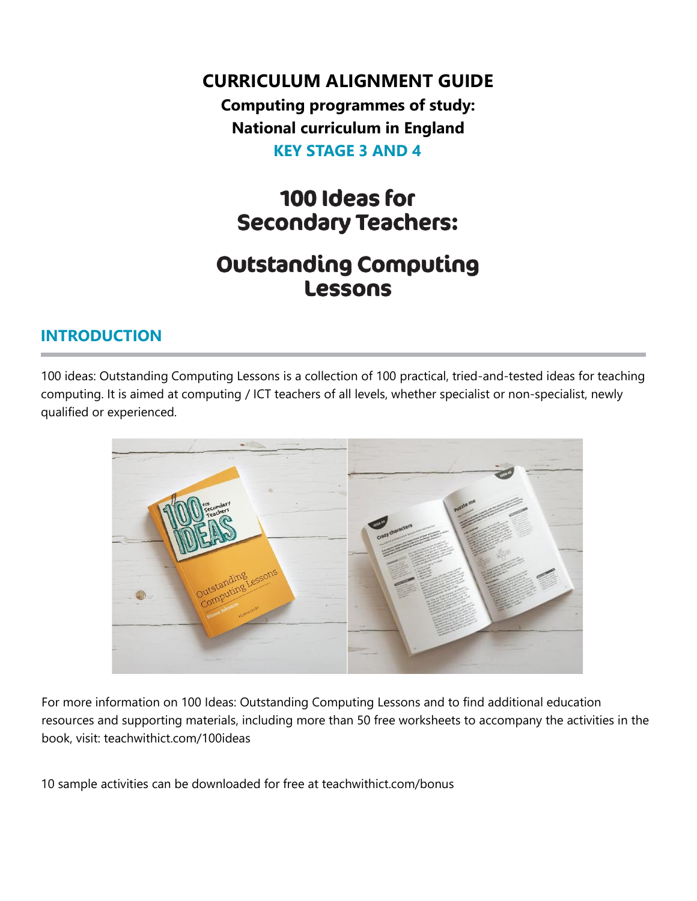# CURRICULUM ALIGNMENT GUIDE

**Computing programmes of study:**

**National curriculum in England**

**KEY STAGE 3 AND 4**

# 100 Ideas for Secondary Teachers:

# Outstanding Computing Lessons

## INTRODUCTION

100 ideas: Outstanding Computing Lessons is a collection of 100 practical, tried-and-tested ideas for teaching computing. It is aimed at computing / ICT teachers of all levels, whether specialist or non-specialist, newly qualified or experienced.

For more information on 100 Ideas: Outstanding Computing Lessons and to find additional education resources and supporting materials, including more than 50 free worksheets to accompany the activities in the book, visit: teachwithict.com/100ideas

10 sample activities can be downloaded for free at teachwithict.com/bonus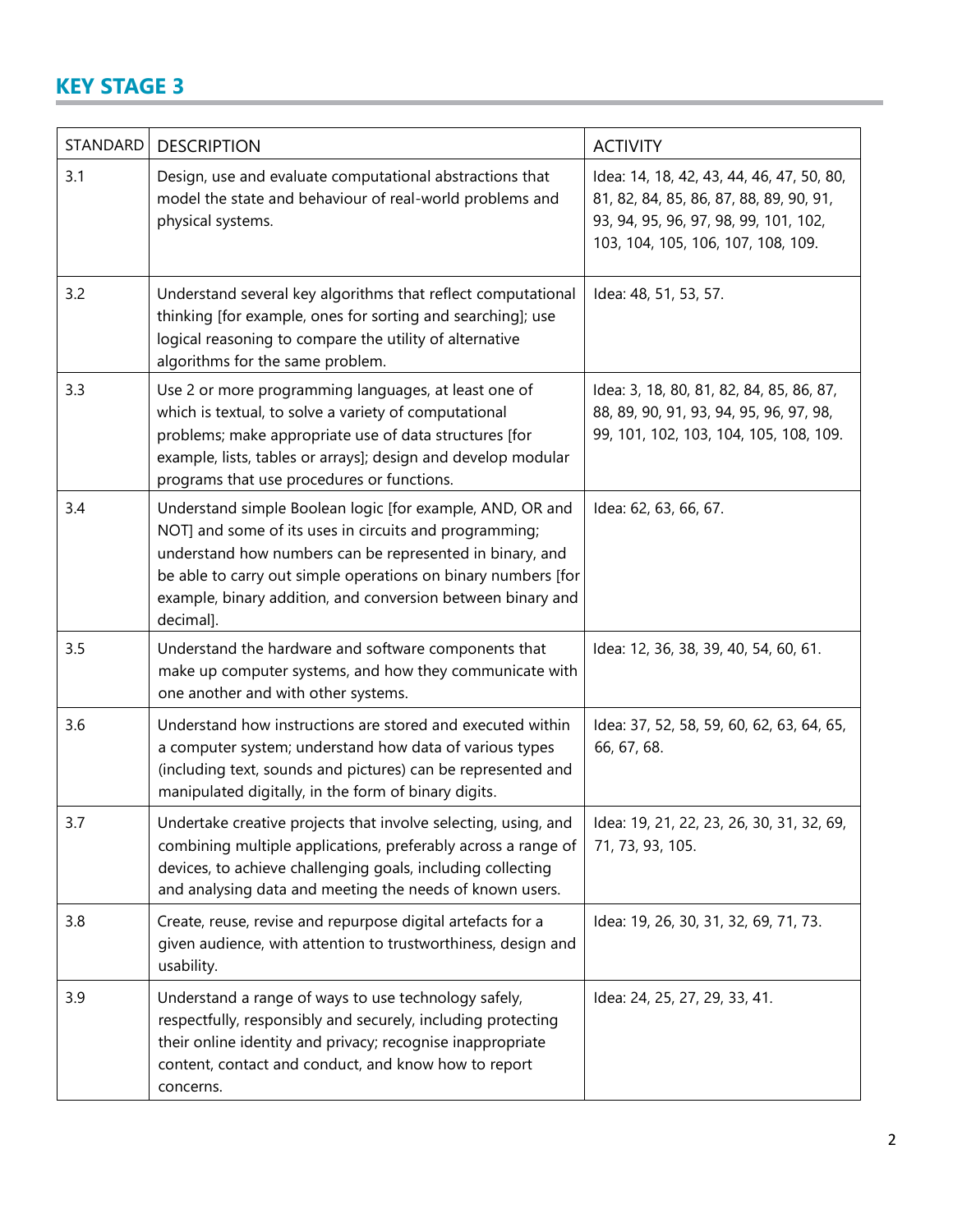## KEY STAGE 3

| STANDARD | DESCRIPTION | ACTIVITY |
|---|---|---|
| 3.1 | Design, use and evaluate computational abstractions that model the state and behaviour of real-world problems and physical systems. | Idea: 14, 18, 42, 43, 44, 46, 47, 50, 80, 81, 82, 84, 85, 86, 87, 88, 89, 90, 91, 93, 94, 95, 96, 97, 98, 99, 101, 102, 103, 104, 105, 106, 107, 108, 109. |
| 3.2 | Understand several key algorithms that reflect computational thinking [for example, ones for sorting and searching]; use logical reasoning to compare the utility of alternative algorithms for the same problem. | Idea: 48, 51, 53, 57. |
| 3.3 | Use 2 or more programming languages, at least one of which is textual, to solve a variety of computational problems; make appropriate use of data structures [for example, lists, tables or arrays]; design and develop modular programs that use procedures or functions. | Idea: 3, 18, 80, 81, 82, 84, 85, 86, 87, 88, 89, 90, 91, 93, 94, 95, 96, 97, 98, 99, 101, 102, 103, 104, 105, 108, 109. |
| 3.4 | Understand simple Boolean logic [for example, AND, OR and NOT] and some of its uses in circuits and programming; understand how numbers can be represented in binary, and be able to carry out simple operations on binary numbers [for example, binary addition, and conversion between binary and decimal]. | Idea: 62, 63, 66, 67. |
| 3.5 | Understand the hardware and software components that make up computer systems, and how they communicate with one another and with other systems. | Idea: 12, 36, 38, 39, 40, 54, 60, 61. |
| 3.6 | Understand how instructions are stored and executed within a computer system; understand how data of various types (including text, sounds and pictures) can be represented and manipulated digitally, in the form of binary digits. | Idea: 37, 52, 58, 59, 60, 62, 63, 64, 65, 66, 67, 68. |
| 3.7 | Undertake creative projects that involve selecting, using, and combining multiple applications, preferably across a range of devices, to achieve challenging goals, including collecting and analysing data and meeting the needs of known users. | Idea: 19, 21, 22, 23, 26, 30, 31, 32, 69, 71, 73, 93, 105. |
| 3.8 | Create, reuse, revise and repurpose digital artefacts for a given audience, with attention to trustworthiness, design and usability. | Idea: 19, 26, 30, 31, 32, 69, 71, 73. |
| 3.9 | Understand a range of ways to use technology safely, respectfully, responsibly and securely, including protecting their online identity and privacy; recognise inappropriate content, contact and conduct, and know how to report concerns. | Idea: 24, 25, 27, 29, 33, 41. |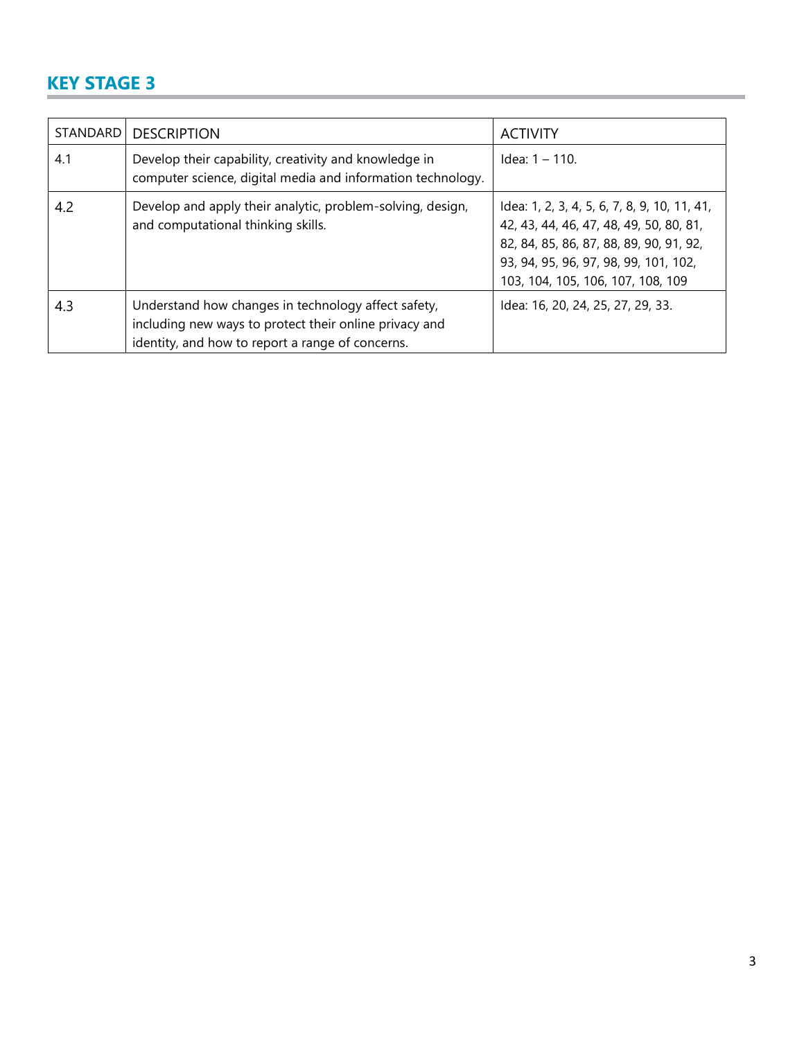## KEY STAGE 3

| STANDARD | DESCRIPTION | ACTIVITY |
| --- | --- | --- |
| 4.1 | Develop their capability, creativity and knowledge in computer science, digital media and information technology. | Idea: 1 – 110. |
| 4.2 | Develop and apply their analytic, problem-solving, design, and computational thinking skills. | Idea: 1, 2, 3, 4, 5, 6, 7, 8, 9, 10, 11, 41, 42, 43, 44, 46, 47, 48, 49, 50, 80, 81, 82, 84, 85, 86, 87, 88, 89, 90, 91, 92, 93, 94, 95, 96, 97, 98, 99, 101, 102, 103, 104, 105, 106, 107, 108, 109 |
| 4.3 | Understand how changes in technology affect safety, including new ways to protect their online privacy and identity, and how to report a range of concerns. | Idea: 16, 20, 24, 25, 27, 29, 33. |